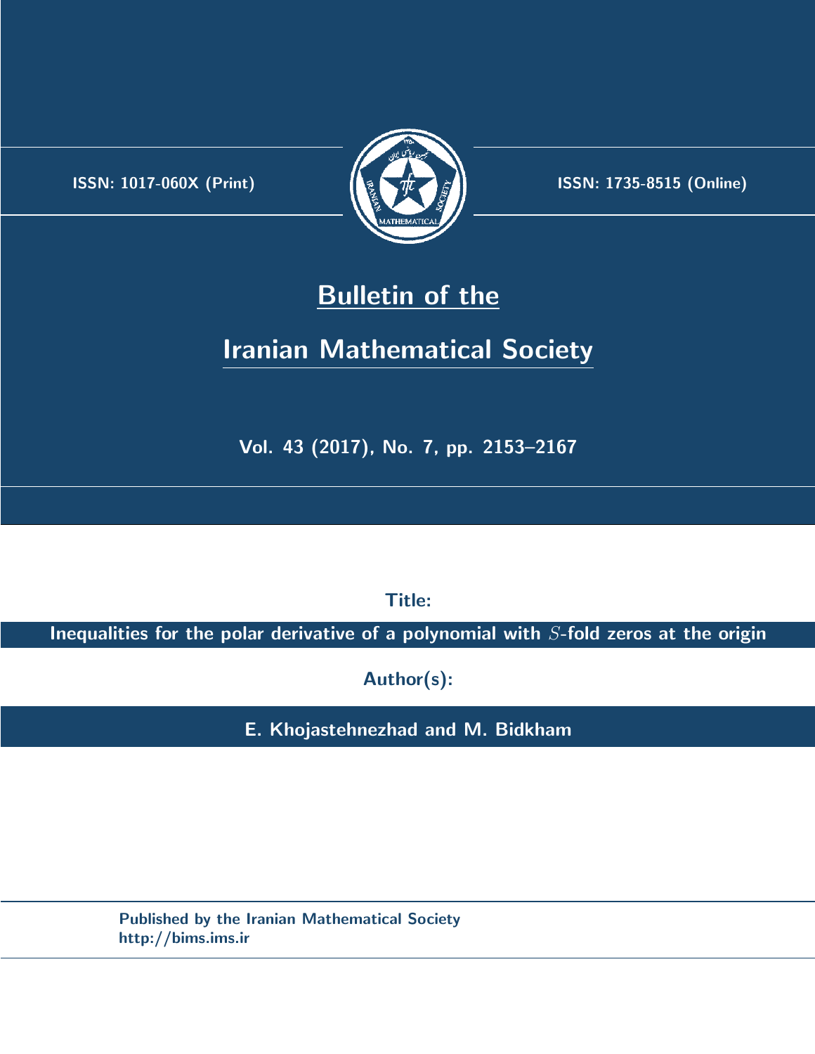ISSN: 1017-060X (Print)

ISSN: 1735-8515 (Online)

# Bulletin of the Iranian Mathematical Society

Vol. 43 (2017), No. 7, pp. 2153–2167

**Title:**

**Inequalities for the polar derivative of a polynomial with $S$-fold zeros at the origin**

**Author(s):**

**E. Khojastehnezhad and M. Bidkham**

Published by the Iranian Mathematical Society
http://bims.ims.ir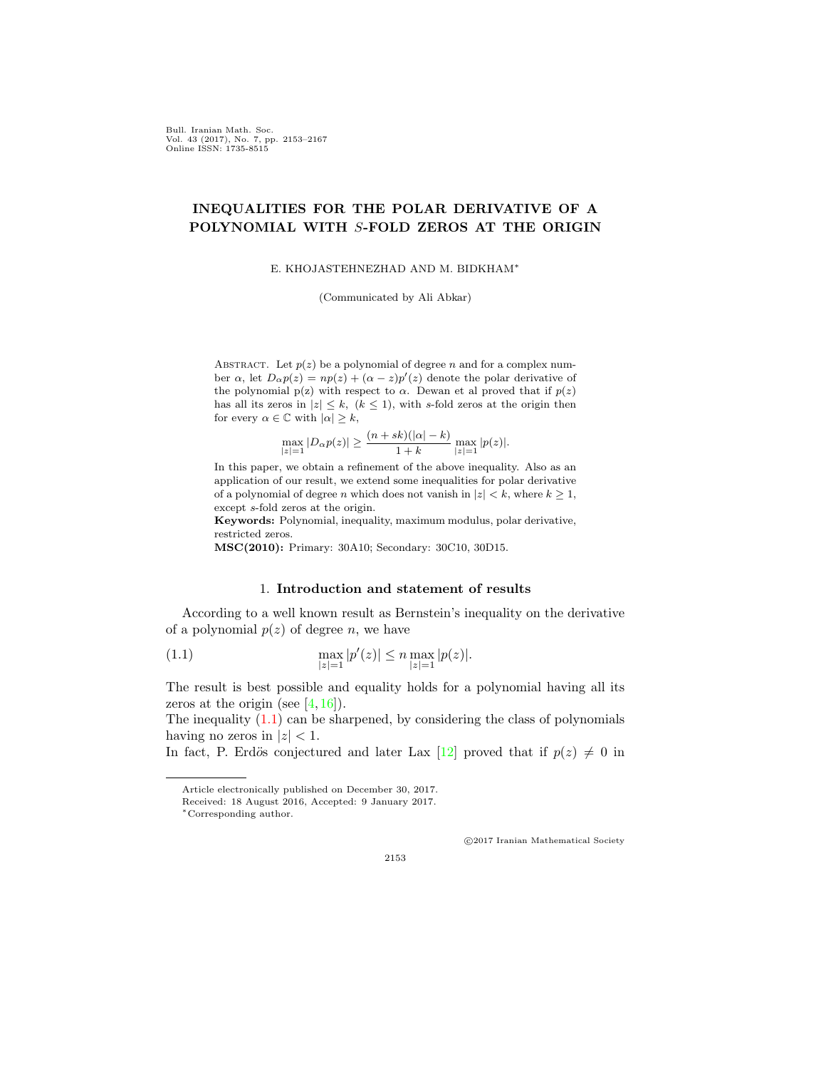# INEQUALITIES FOR THE POLAR DERIVATIVE OF A POLYNOMIAL WITH $S$-FOLD ZEROS AT THE ORIGIN

E. KHOJASTEHNEZHAD AND M. BIDKHAM*

(Communicated by Ali Abkar)

Abstract. Let $p(z)$ be a polynomial of degree $n$ and for a complex number $\alpha$, let $D_\alpha p(z) = np(z) + (\alpha - z)p'(z)$ denote the polar derivative of the polynomial p(z) with respect to $\alpha$. Dewan et al proved that if $p(z)$ has all its zeros in $|z| \leq k$, $(k \leq 1)$, with $s$-fold zeros at the origin then for every $\alpha \in \mathbb{C}$ with $|\alpha| \geq k$,

$$\max_{|z|=1} |D_\alpha p(z)| \geq \frac{(n+sk)(|\alpha| - k)}{1+k} \max_{|z|=1} |p(z)|.$$

In this paper, we obtain a refinement of the above inequality. Also as an application of our result, we extend some inequalities for polar derivative of a polynomial of degree $n$ which does not vanish in $|z| < k$, where $k \geq 1$, except $s$-fold zeros at the origin.

**Keywords:** Polynomial, inequality, maximum modulus, polar derivative, restricted zeros.

**MSC(2010):** Primary: 30A10; Secondary: 30C10, 30D15.

## 1. Introduction and statement of results

According to a well known result as Bernstein's inequality on the derivative of a polynomial $p(z)$ of degree $n$, we have

$$\max_{|z|=1} |p'(z)| \leq n \max_{|z|=1} |p(z)|. \tag{1.1}$$

The result is best possible and equality holds for a polynomial having all its zeros at the origin (see [4, 16]).

The inequality (1.1) can be sharpened, by considering the class of polynomials having no zeros in $|z| < 1$.

In fact, P. Erdös conjectured and later Lax [12] proved that if $p(z) \neq 0$ in

---

Article electronically published on December 30, 2017.

Received: 18 August 2016, Accepted: 9 January 2017.

*Corresponding author.

©2017 Iranian Mathematical Society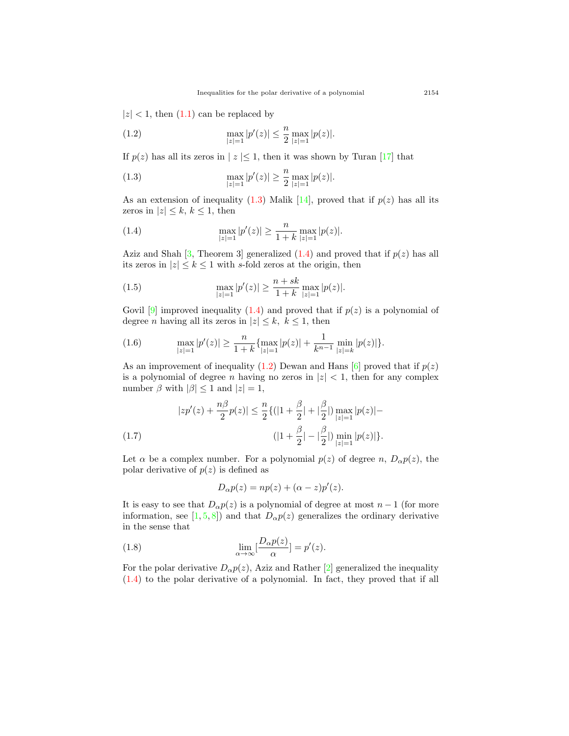$|z| < 1$, then (1.1) can be replaced by

$$\max_{|z|=1} |p'(z)| \leq \frac{n}{2} \max_{|z|=1} |p(z)|. \tag{1.2}$$

If $p(z)$ has all its zeros in $|z| \leq 1$, then it was shown by Turan [17] that

$$\max_{|z|=1} |p'(z)| \geq \frac{n}{2} \max_{|z|=1} |p(z)|. \tag{1.3}$$

As an extension of inequality (1.3) Malik [14], proved that if $p(z)$ has all its zeros in $|z| \leq k$, $k \leq 1$, then

$$\max_{|z|=1} |p'(z)| \geq \frac{n}{1+k} \max_{|z|=1} |p(z)|. \tag{1.4}$$

Aziz and Shah [3, Theorem 3] generalized (1.4) and proved that if $p(z)$ has all its zeros in $|z| \leq k \leq 1$ with $s$-fold zeros at the origin, then

$$\max_{|z|=1} |p'(z)| \geq \frac{n+sk}{1+k} \max_{|z|=1} |p(z)|. \tag{1.5}$$

Govil [9] improved inequality (1.4) and proved that if $p(z)$ is a polynomial of degree $n$ having all its zeros in $|z| \leq k, \ k \leq 1$, then

$$\max_{|z|=1} |p'(z)| \geq \frac{n}{1+k} \{\max_{|z|=1} |p(z)| + \frac{1}{k^{n-1}} \min_{|z|=k} |p(z)|\}. \tag{1.6}$$

As an improvement of inequality (1.2) Dewan and Hans [6] proved that if $p(z)$ is a polynomial of degree $n$ having no zeros in $|z| < 1$, then for any complex number $\beta$ with $|\beta| \leq 1$ and $|z| = 1$,

$$\begin{aligned} |zp'(z) + \frac{n\beta}{2} p(z)| \leq \frac{n}{2} \{ & (|1 + \frac{\beta}{2}| + |\frac{\beta}{2}|) \max_{|z|=1} |p(z)| - \\ & (|1 + \frac{\beta}{2}| - |\frac{\beta}{2}|) \min_{|z|=1} |p(z)|\}. \end{aligned} \tag{1.7}$$

Let $\alpha$ be a complex number. For a polynomial $p(z)$ of degree $n$, $D_\alpha p(z)$, the polar derivative of $p(z)$ is defined as

$$D_\alpha p(z) = np(z) + (\alpha - z)p'(z).$$

It is easy to see that $D_\alpha p(z)$ is a polynomial of degree at most $n-1$ (for more information, see [1, 5, 8]) and that $D_\alpha p(z)$ generalizes the ordinary derivative in the sense that

$$\lim_{\alpha \to \infty} [\frac{D_\alpha p(z)}{\alpha}] = p'(z). \tag{1.8}$$

For the polar derivative $D_\alpha p(z)$, Aziz and Rather [2] generalized the inequality (1.4) to the polar derivative of a polynomial. In fact, they proved that if all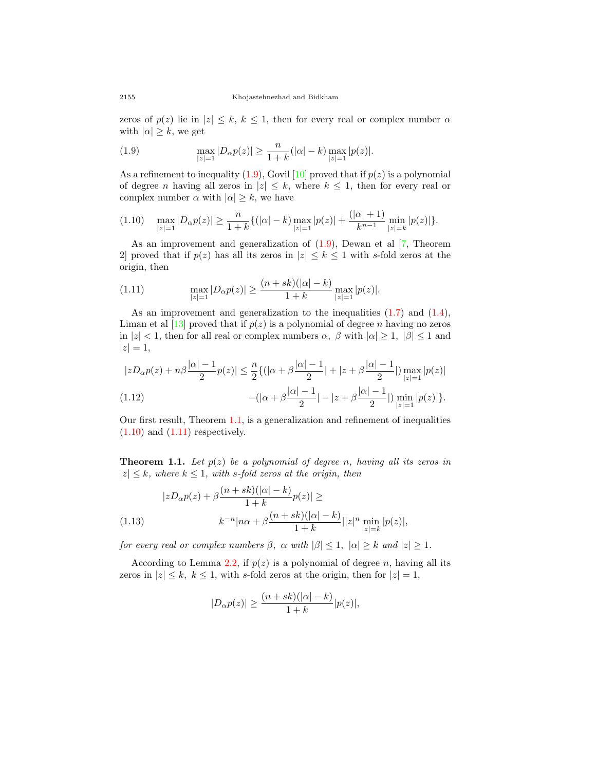zeros of $p(z)$ lie in $|z| \leq k,\ k \leq 1$, then for every real or complex number $\alpha$ with $|\alpha| \geq k$, we get

$$\max_{|z|=1} |D_\alpha p(z)| \geq \frac{n}{1+k}(|\alpha| - k) \max_{|z|=1} |p(z)|. \tag{1.9}$$

As a refinement to inequality (1.9), Govil [10] proved that if $p(z)$ is a polynomial of degree $n$ having all zeros in $|z| \leq k$, where $k \leq 1$, then for every real or complex number $\alpha$ with $|\alpha| \geq k$, we have

$$\max_{|z|=1} |D_\alpha p(z)| \geq \frac{n}{1+k}\{(|\alpha| - k) \max_{|z|=1} |p(z)| + \frac{(|\alpha|+1)}{k^{n-1}} \min_{|z|=k} |p(z)|\}. \tag{1.10}$$

As an improvement and generalization of (1.9), Dewan et al [7, Theorem 2] proved that if $p(z)$ has all its zeros in $|z| \leq k \leq 1$ with $s$-fold zeros at the origin, then

$$\max_{|z|=1} |D_\alpha p(z)| \geq \frac{(n+sk)(|\alpha| - k)}{1+k} \max_{|z|=1} |p(z)|. \tag{1.11}$$

As an improvement and generalization to the inequalities (1.7) and (1.4), Liman et al [13] proved that if $p(z)$ is a polynomial of degree $n$ having no zeros in $|z| < 1$, then for all real or complex numbers $\alpha,\ \beta$ with $|\alpha| \geq 1,\ |\beta| \leq 1$ and $|z| = 1$,

$$\begin{aligned}
|zD_\alpha p(z) + n\beta \frac{|\alpha|-1}{2} p(z)| \leq \frac{n}{2}\{(|\alpha + \beta \frac{|\alpha|-1}{2}| + |z + \beta \frac{|\alpha|-1}{2}|) \max_{|z|=1} |p(z)| \\
-(|\alpha + \beta \frac{|\alpha|-1}{2}| - |z + \beta \frac{|\alpha|-1}{2}|) \min_{|z|=1} |p(z)|\}.
\end{aligned} \tag{1.12}$$

Our first result, Theorem 1.1, is a generalization and refinement of inequalities (1.10) and (1.11) respectively.

**Theorem 1.1.** *Let $p(z)$ be a polynomial of degree $n$, having all its zeros in $|z| \leq k$, where $k \leq 1$, with $s$-fold zeros at the origin, then*

$$\begin{aligned}
&|zD_\alpha p(z) + \beta \frac{(n+sk)(|\alpha| - k)}{1+k} p(z)| \geq \\
&\qquad k^{-n} |n\alpha + \beta \frac{(n+sk)(|\alpha| - k)}{1+k}| |z|^n \min_{|z|=k} |p(z)|,
\end{aligned} \tag{1.13}$$

*for every real or complex numbers $\beta,\ \alpha$ with $|\beta| \leq 1,\ |\alpha| \geq k$ and $|z| \geq 1$.*

According to Lemma 2.2, if $p(z)$ is a polynomial of degree $n$, having all its zeros in $|z| \leq k,\ k \leq 1$, with $s$-fold zeros at the origin, then for $|z| = 1$,

$$|D_\alpha p(z)| \geq \frac{(n+sk)(|\alpha| - k)}{1+k} |p(z)|,$$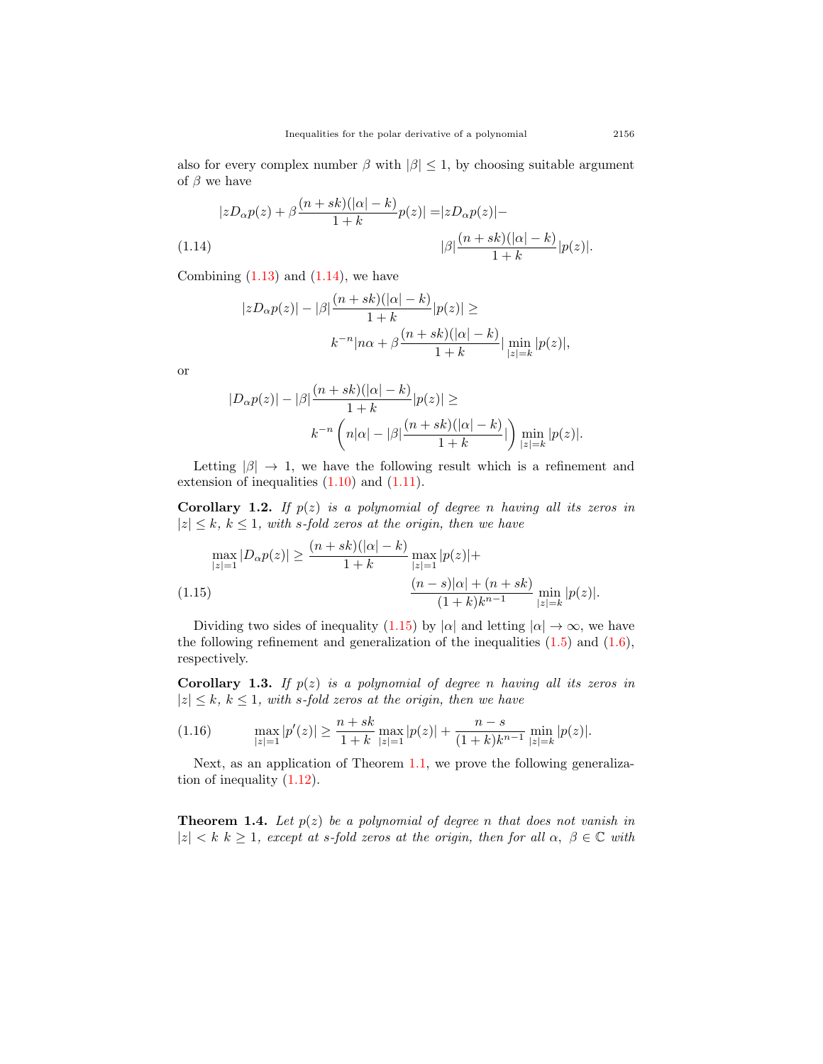also for every complex number $\beta$ with $|\beta| \leq 1$, by choosing suitable argument of $\beta$ we have

$$|zD_\alpha p(z) + \beta\frac{(n+sk)(|\alpha|-k)}{1+k}p(z)| = |zD_\alpha p(z)| - |\beta|\frac{(n+sk)(|\alpha|-k)}{1+k}|p(z)|. \tag{1.14}$$

Combining (1.13) and (1.14), we have

$$|zD_\alpha p(z)| - |\beta|\frac{(n+sk)(|\alpha|-k)}{1+k}|p(z)| \geq k^{-n}|n\alpha + \beta\frac{(n+sk)(|\alpha|-k)}{1+k}| \min_{|z|=k}|p(z)|,$$

or

$$|D_\alpha p(z)| - |\beta|\frac{(n+sk)(|\alpha|-k)}{1+k}|p(z)| \geq k^{-n}\left(n|\alpha| - |\beta|\frac{(n+sk)(|\alpha|-k)}{1+k}|\right) \min_{|z|=k}|p(z)|.$$

Letting $|\beta| \to 1$, we have the following result which is a refinement and extension of inequalities (1.10) and (1.11).

**Corollary 1.2.** *If $p(z)$ is a polynomial of degree $n$ having all its zeros in $|z| \leq k$, $k \leq 1$, with $s$-fold zeros at the origin, then we have*

$$\max_{|z|=1}|D_\alpha p(z)| \geq \frac{(n+sk)(|\alpha|-k)}{1+k}\max_{|z|=1}|p(z)| + \frac{(n-s)|\alpha| + (n+sk)}{(1+k)k^{n-1}}\min_{|z|=k}|p(z)|. \tag{1.15}$$

Dividing two sides of inequality (1.15) by $|\alpha|$ and letting $|\alpha| \to \infty$, we have the following refinement and generalization of the inequalities (1.5) and (1.6), respectively.

**Corollary 1.3.** *If $p(z)$ is a polynomial of degree $n$ having all its zeros in $|z| \leq k$, $k \leq 1$, with $s$-fold zeros at the origin, then we have*

$$\max_{|z|=1}|p'(z)| \geq \frac{n+sk}{1+k}\max_{|z|=1}|p(z)| + \frac{n-s}{(1+k)k^{n-1}}\min_{|z|=k}|p(z)|. \tag{1.16}$$

Next, as an application of Theorem 1.1, we prove the following generalization of inequality (1.12).

**Theorem 1.4.** *Let $p(z)$ be a polynomial of degree $n$ that does not vanish in $|z| < k$ $k \geq 1$, except at $s$-fold zeros at the origin, then for all $\alpha$, $\beta \in \mathbb{C}$ with*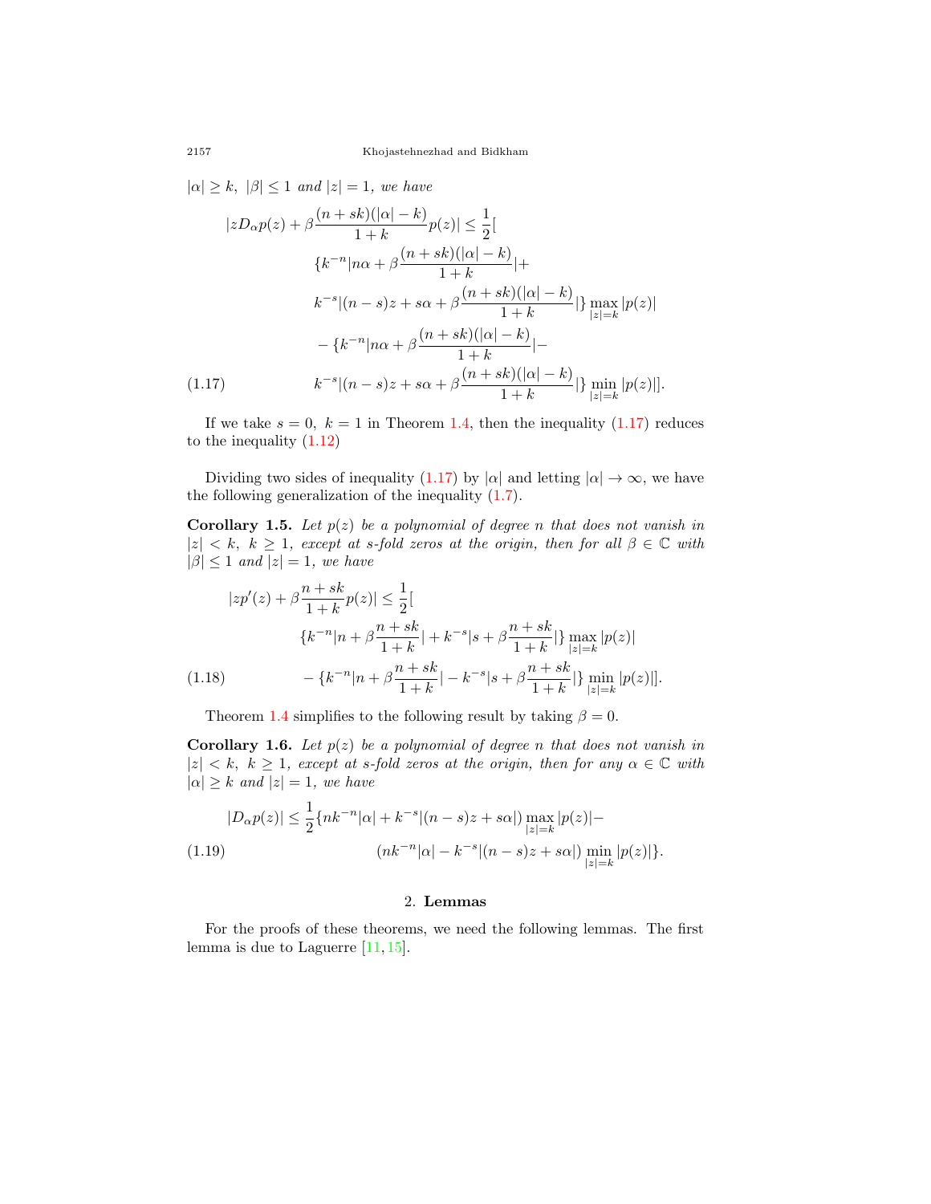$|\alpha| \geq k,\ |\beta| \leq 1$ *and* $|z| = 1$*, we have*

$$
\begin{aligned}
|zD_\alpha p(z) + \beta\frac{(n+sk)(|\alpha|-k)}{1+k}p(z)| \leq \frac{1}{2}[ \\
&\{k^{-n}|n\alpha + \beta\frac{(n+sk)(|\alpha|-k)}{1+k}| + \\
&k^{-s}|(n-s)z + s\alpha + \beta\frac{(n+sk)(|\alpha|-k)}{1+k}|\}\max_{|z|=k}|p(z)| \\
&-\{k^{-n}|n\alpha + \beta\frac{(n+sk)(|\alpha|-k)}{1+k}| - \\
&k^{-s}|(n-s)z + s\alpha + \beta\frac{(n+sk)(|\alpha|-k)}{1+k}|\}\min_{|z|=k}|p(z)|].
\end{aligned} \tag{1.17}
$$

If we take $s = 0,\ k = 1$ in Theorem 1.4, then the inequality (1.17) reduces to the inequality (1.12)

Dividing two sides of inequality (1.17) by $|\alpha|$ and letting $|\alpha| \to \infty$, we have the following generalization of the inequality (1.7).

**Corollary 1.5.** *Let* $p(z)$ *be a polynomial of degree* $n$ *that does not vanish in* $|z| < k,\ k \geq 1$*, except at* $s$*-fold zeros at the origin, then for all* $\beta \in \mathbb{C}$ *with* $|\beta| \leq 1$ *and* $|z| = 1$*, we have*

$$
\begin{aligned}
|zp'(z) + \beta\frac{n+sk}{1+k}p(z)| \leq \frac{1}{2}[ \\
&\{k^{-n}|n + \beta\frac{n+sk}{1+k}| + k^{-s}|s + \beta\frac{n+sk}{1+k}|\}\max_{|z|=k}|p(z)| \\
&-\{k^{-n}|n + \beta\frac{n+sk}{1+k}| - k^{-s}|s + \beta\frac{n+sk}{1+k}|\}\min_{|z|=k}|p(z)|].
\end{aligned} \tag{1.18}
$$

Theorem 1.4 simplifies to the following result by taking $\beta = 0$.

**Corollary 1.6.** *Let* $p(z)$ *be a polynomial of degree* $n$ *that does not vanish in* $|z| < k,\ k \geq 1$*, except at* $s$*-fold zeros at the origin, then for any* $\alpha \in \mathbb{C}$ *with* $|\alpha| \geq k$ *and* $|z| = 1$*, we have*

$$
\begin{aligned}
|D_\alpha p(z)| \leq \frac{1}{2}\{nk^{-n}|\alpha| + k^{-s}|(n-s)z + s\alpha|)\max_{|z|=k}|p(z)| - \\
&(nk^{-n}|\alpha| - k^{-s}|(n-s)z + s\alpha|)\min_{|z|=k}|p(z)|\}.
\end{aligned} \tag{1.19}
$$

## 2. Lemmas

For the proofs of these theorems, we need the following lemmas. The first lemma is due to Laguerre [11, 15].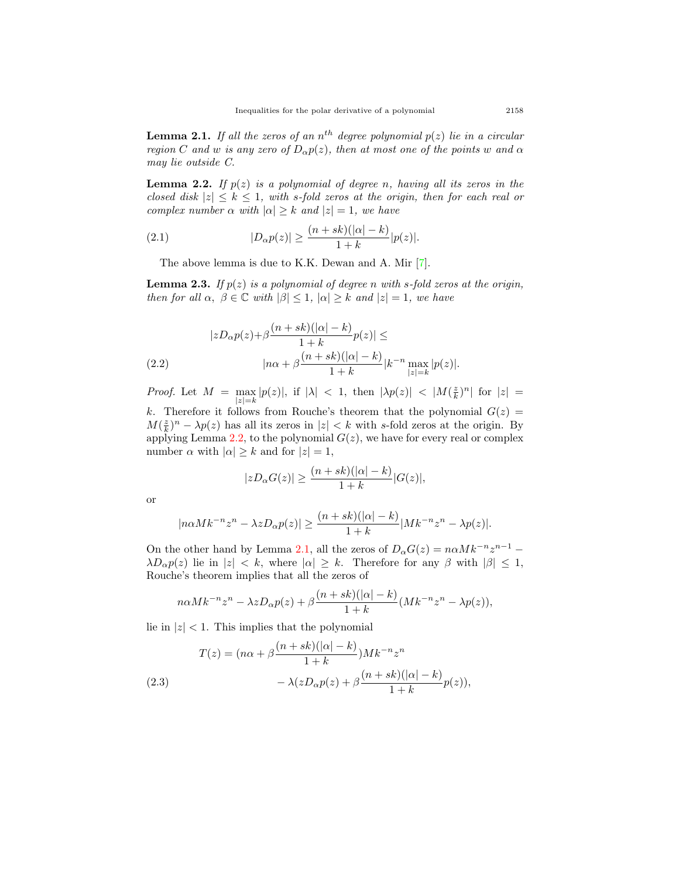**Lemma 2.1.** *If all the zeros of an $n^{th}$ degree polynomial $p(z)$ lie in a circular region $C$ and $w$ is any zero of $D_\alpha p(z)$, then at most one of the points $w$ and $\alpha$ may lie outside $C$.*

**Lemma 2.2.** *If $p(z)$ is a polynomial of degree $n$, having all its zeros in the closed disk $|z| \le k \le 1$, with $s$-fold zeros at the origin, then for each real or complex number $\alpha$ with $|\alpha| \ge k$ and $|z| = 1$, we have*

$$|D_\alpha p(z)| \ge \frac{(n+sk)(|\alpha|-k)}{1+k}|p(z)|. \tag{2.1}$$

The above lemma is due to K.K. Dewan and A. Mir [7].

**Lemma 2.3.** *If $p(z)$ is a polynomial of degree $n$ with $s$-fold zeros at the origin, then for all $\alpha,\ \beta \in \mathbb{C}$ with $|\beta| \le 1$, $|\alpha| \ge k$ and $|z| = 1$, we have*

$$\begin{aligned}|zD_\alpha p(z) + &\beta\frac{(n+sk)(|\alpha|-k)}{1+k}p(z)| \le \\ &|n\alpha + \beta\frac{(n+sk)(|\alpha|-k)}{1+k}|k^{-n}\max_{|z|=k}|p(z)|.\end{aligned} \tag{2.2}$$

*Proof.* Let $M = \max\limits_{|z|=k}|p(z)|$, if $|\lambda| < 1$, then $|\lambda p(z)| < |M(\frac{z}{k})^n|$ for $|z| = k$. Therefore it follows from Rouche's theorem that the polynomial $G(z) = M(\frac{z}{k})^n - \lambda p(z)$ has all its zeros in $|z| < k$ with $s$-fold zeros at the origin. By applying Lemma 2.2, to the polynomial $G(z)$, we have for every real or complex number $\alpha$ with $|\alpha| \ge k$ and for $|z| = 1$,

$$|zD_\alpha G(z)| \ge \frac{(n+sk)(|\alpha|-k)}{1+k}|G(z)|,$$

or

$$|n\alpha M k^{-n}z^n - \lambda z D_\alpha p(z)| \ge \frac{(n+sk)(|\alpha|-k)}{1+k}|Mk^{-n}z^n - \lambda p(z)|.$$

On the other hand by Lemma 2.1, all the zeros of $D_\alpha G(z) = n\alpha M k^{-n}z^{n-1} - \lambda D_\alpha p(z)$ lie in $|z| < k$, where $|\alpha| \ge k$. Therefore for any $\beta$ with $|\beta| \le 1$, Rouche's theorem implies that all the zeros of

$$n\alpha M k^{-n}z^n - \lambda z D_\alpha p(z) + \beta\frac{(n+sk)(|\alpha|-k)}{1+k}(Mk^{-n}z^n - \lambda p(z)),$$

lie in $|z| < 1$. This implies that the polynomial

$$\begin{aligned}T(z) = (n\alpha + \beta&\frac{(n+sk)(|\alpha|-k)}{1+k})Mk^{-n}z^n \\ &- \lambda(zD_\alpha p(z) + \beta\frac{(n+sk)(|\alpha|-k)}{1+k}p(z)),\end{aligned} \tag{2.3}$$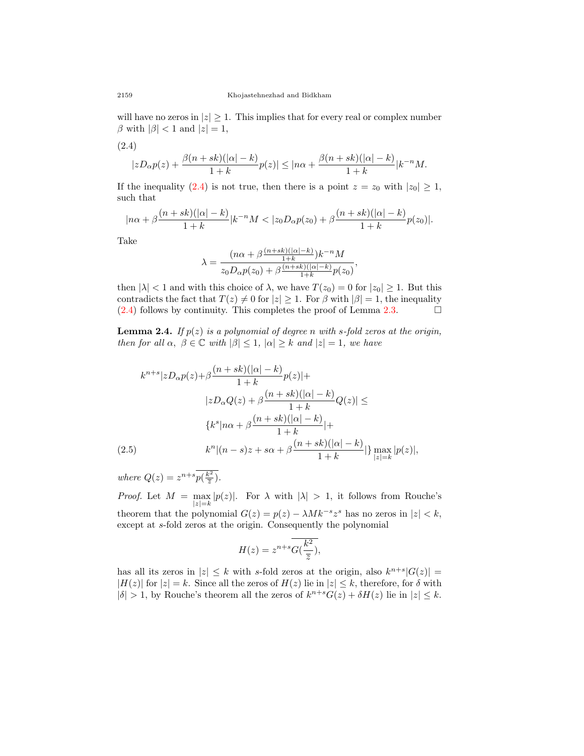will have no zeros in $|z| \geq 1$. This implies that for every real or complex number $\beta$ with $|\beta| < 1$ and $|z| = 1$,

(2.4)

$$|zD_\alpha p(z) + \frac{\beta(n+sk)(|\alpha|-k)}{1+k}p(z)| \leq |n\alpha + \frac{\beta(n+sk)(|\alpha|-k)}{1+k}|k^{-n}M.$$

If the inequality (2.4) is not true, then there is a point $z = z_0$ with $|z_0| \geq 1$, such that

$$|n\alpha + \beta\frac{(n+sk)(|\alpha|-k)}{1+k}|k^{-n}M < |z_0 D_\alpha p(z_0) + \beta\frac{(n+sk)(|\alpha|-k)}{1+k}p(z_0)|.$$

Take

$$\lambda = \frac{(n\alpha + \beta\frac{(n+sk)(|\alpha|-k)}{1+k})k^{-n}M}{z_0 D_\alpha p(z_0) + \beta\frac{(n+sk)(|\alpha|-k)}{1+k}p(z_0)},$$

then $|\lambda| < 1$ and with this choice of $\lambda$, we have $T(z_0) = 0$ for $|z_0| \geq 1$. But this contradicts the fact that $T(z) \neq 0$ for $|z| \geq 1$. For $\beta$ with $|\beta| = 1$, the inequality (2.4) follows by continuity. This completes the proof of Lemma 2.3. $\square$

**Lemma 2.4.** *If $p(z)$ is a polynomial of degree $n$ with $s$-fold zeros at the origin, then for all $\alpha,\ \beta \in \mathbb{C}$ with $|\beta| \leq 1$, $|\alpha| \geq k$ and $|z| = 1$, we have*

$$\begin{aligned}
k^{n+s}|zD_\alpha p(z) + \beta\frac{(n+sk)(|\alpha|-k)}{1+k}p(z)| &+ \\
|zD_\alpha Q(z) + \beta\frac{(n+sk)(|\alpha|-k)}{1+k}Q(z)| &\leq \\
\{k^s|n\alpha + \beta\frac{(n+sk)(|\alpha|-k)}{1+k}| &+ \\
k^n|(n-s)z + s\alpha + \beta\frac{(n+sk)(|\alpha|-k)}{1+k}|\} &\max_{|z|=k}|p(z)|,
\end{aligned} \tag{2.5}$$

*where $Q(z) = z^{n+s}\overline{p(\frac{k^2}{\overline{z}})}$.*

*Proof.* Let $M = \max_{|z|=k}|p(z)|$. For $\lambda$ with $|\lambda| > 1$, it follows from Rouche's theorem that the polynomial $G(z) = p(z) - \lambda M k^{-s}z^s$ has no zeros in $|z| < k$, except at $s$-fold zeros at the origin. Consequently the polynomial

$$H(z) = z^{n+s}\overline{G(\frac{k^2}{\overline{z}})},$$

has all its zeros in $|z| \leq k$ with $s$-fold zeros at the origin, also $k^{n+s}|G(z)| = |H(z)|$ for $|z| = k$. Since all the zeros of $H(z)$ lie in $|z| \leq k$, therefore, for $\delta$ with $|\delta| > 1$, by Rouche's theorem all the zeros of $k^{n+s}G(z) + \delta H(z)$ lie in $|z| \leq k$.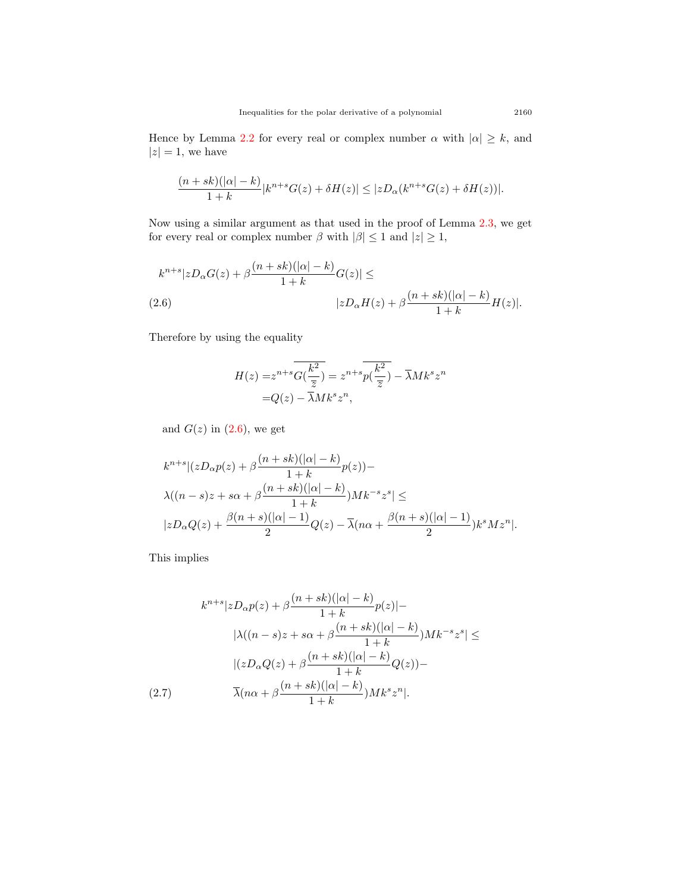Hence by Lemma 2.2 for every real or complex number $\alpha$ with $|\alpha| \geq k$, and $|z| = 1$, we have

$$\frac{(n+sk)(|\alpha|-k)}{1+k}|k^{n+s}G(z) + \delta H(z)| \leq |zD_\alpha(k^{n+s}G(z) + \delta H(z))|.$$

Now using a similar argument as that used in the proof of Lemma 2.3, we get for every real or complex number $\beta$ with $|\beta| \leq 1$ and $|z| \geq 1$,

$$k^{n+s}|zD_\alpha G(z) + \beta\frac{(n+sk)(|\alpha|-k)}{1+k}G(z)| \leq$$
$$|zD_\alpha H(z) + \beta\frac{(n+sk)(|\alpha|-k)}{1+k}H(z)|. \tag{2.6}$$

Therefore by using the equality

$$\begin{aligned}H(z) =& z^{n+s}\overline{G(\frac{k^2}{\overline{z}})} = z^{n+s}\overline{p(\frac{k^2}{\overline{z}})} - \overline{\lambda}Mk^s z^n \\ =& Q(z) - \overline{\lambda}Mk^s z^n,\end{aligned}$$

and $G(z)$ in (2.6), we get

$$\begin{aligned}&k^{n+s}|(zD_\alpha p(z) + \beta\frac{(n+sk)(|\alpha|-k)}{1+k}p(z)) - \\ &\lambda((n-s)z + s\alpha + \beta\frac{(n+sk)(|\alpha|-k)}{1+k})Mk^{-s}z^s| \leq \\ &|zD_\alpha Q(z) + \frac{\beta(n+s)(|\alpha|-1)}{2}Q(z) - \overline{\lambda}(n\alpha + \frac{\beta(n+s)(|\alpha|-1)}{2})k^s Mz^n|.\end{aligned}$$

This implies

$$\begin{aligned}&k^{n+s}|zD_\alpha p(z) + \beta\frac{(n+sk)(|\alpha|-k)}{1+k}p(z)| - \\ &|\lambda((n-s)z + s\alpha + \beta\frac{(n+sk)(|\alpha|-k)}{1+k})Mk^{-s}z^s| \leq \\ &|(zD_\alpha Q(z) + \beta\frac{(n+sk)(|\alpha|-k)}{1+k}Q(z)) - \\ &\overline{\lambda}(n\alpha + \beta\frac{(n+sk)(|\alpha|-k)}{1+k})Mk^s z^n|.\end{aligned} \tag{2.7}$$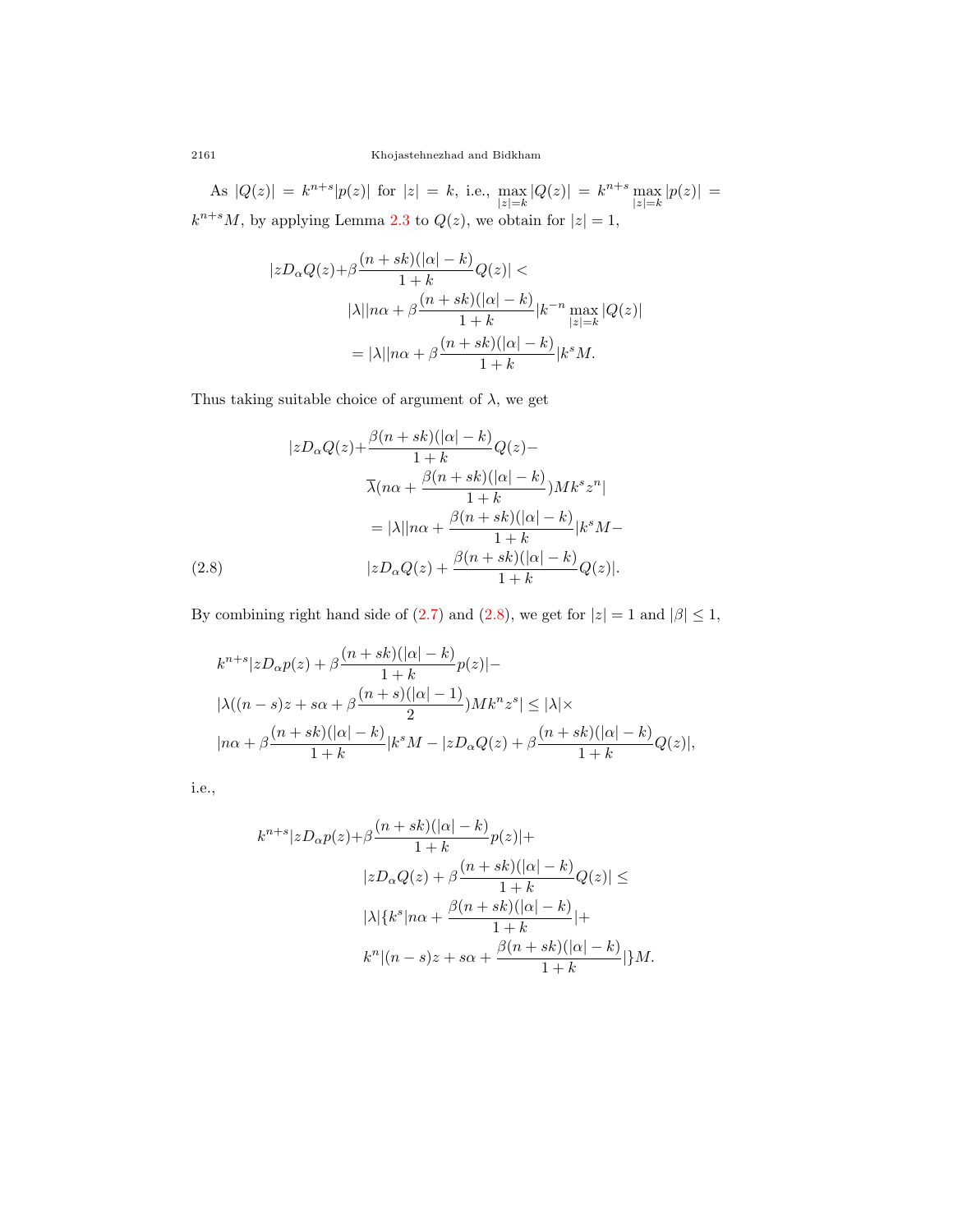As $|Q(z)| = k^{n+s}|p(z)|$ for $|z| = k$, i.e., $\max_{|z|=k}|Q(z)| = k^{n+s}\max_{|z|=k}|p(z)| = k^{n+s}M$, by applying Lemma 2.3 to $Q(z)$, we obtain for $|z| = 1$,

$$
\begin{aligned}
|zD_\alpha Q(z)+&\beta\frac{(n+sk)(|\alpha|-k)}{1+k}Q(z)| < \\
&|\lambda||n\alpha+\beta\frac{(n+sk)(|\alpha|-k)}{1+k}|k^{-n}\max_{|z|=k}|Q(z)| \\
&= |\lambda||n\alpha+\beta\frac{(n+sk)(|\alpha|-k)}{1+k}|k^{s}M.
\end{aligned}
$$

Thus taking suitable choice of argument of $\lambda$, we get

$$
\begin{aligned}
|zD_\alpha Q(z)+&\frac{\beta(n+sk)(|\alpha|-k)}{1+k}Q(z)- \\
&\overline{\lambda}(n\alpha+\frac{\beta(n+sk)(|\alpha|-k)}{1+k})Mk^{s}z^{n}| \\
&= |\lambda||n\alpha+\frac{\beta(n+sk)(|\alpha|-k)}{1+k}|k^{s}M- \\
&|zD_\alpha Q(z)+\frac{\beta(n+sk)(|\alpha|-k)}{1+k}Q(z)|. \qquad (2.8)
\end{aligned}
$$

By combining right hand side of (2.7) and (2.8), we get for $|z| = 1$ and $|\beta| \leq 1$,

$$
\begin{aligned}
&k^{n+s}|zD_\alpha p(z)+\beta\frac{(n+sk)(|\alpha|-k)}{1+k}p(z)|- \\
&|\lambda((n-s)z+s\alpha+\beta\frac{(n+s)(|\alpha|-1)}{2})Mk^{n}z^{s}| \leq |\lambda|\times \\
&|n\alpha+\beta\frac{(n+sk)(|\alpha|-k)}{1+k}|k^{s}M-|zD_\alpha Q(z)+\beta\frac{(n+sk)(|\alpha|-k)}{1+k}Q(z)|,
\end{aligned}
$$

i.e.,

$$
\begin{aligned}
k^{n+s}|zD_\alpha p(z)+&\beta\frac{(n+sk)(|\alpha|-k)}{1+k}p(z)|+ \\
&|zD_\alpha Q(z)+\beta\frac{(n+sk)(|\alpha|-k)}{1+k}Q(z)| \leq \\
&|\lambda|\{k^{s}|n\alpha+\frac{\beta(n+sk)(|\alpha|-k)}{1+k}|+ \\
&k^{n}|(n-s)z+s\alpha+\frac{\beta(n+sk)(|\alpha|-k)}{1+k}|\}M.
\end{aligned}
$$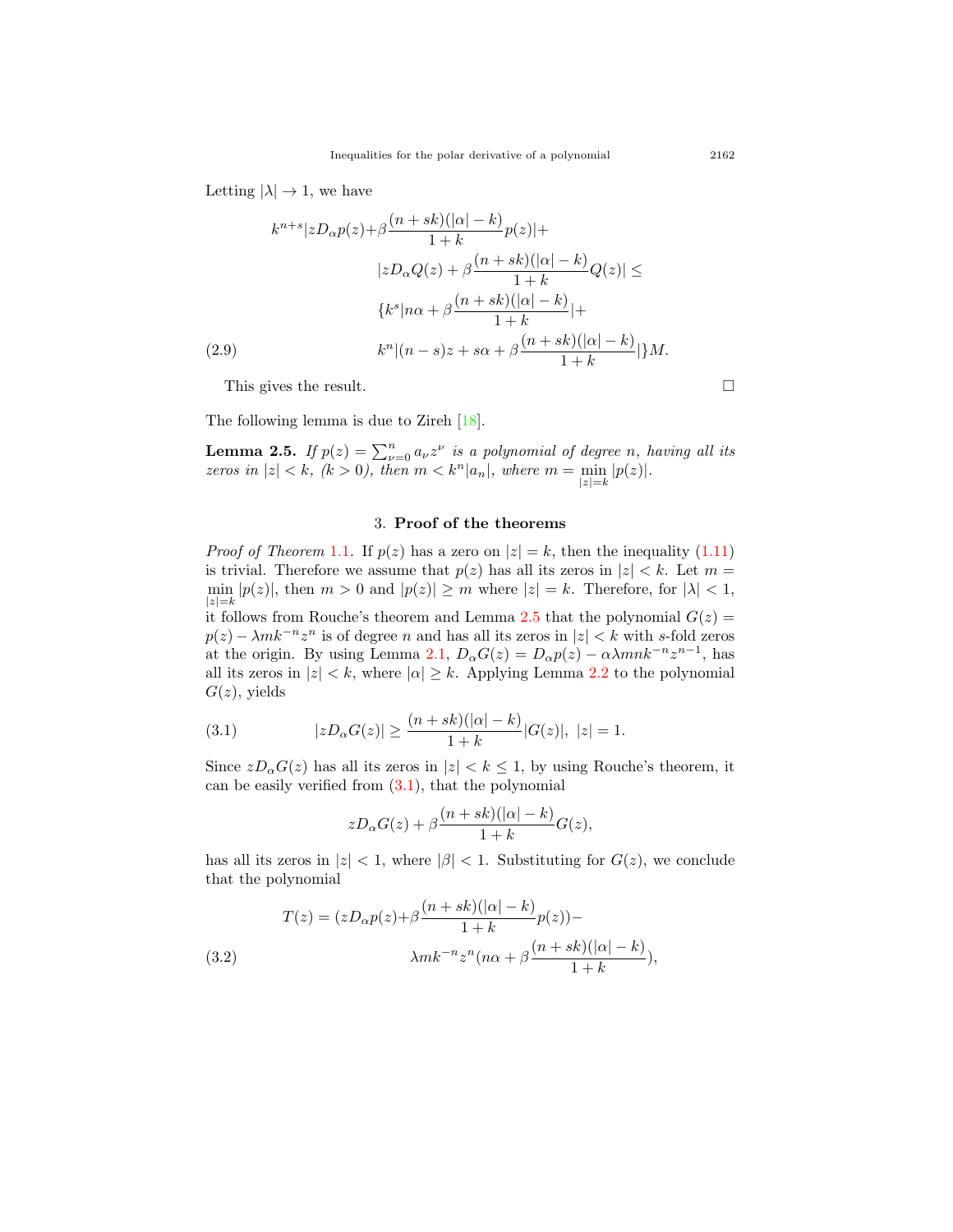Letting $|\lambda| \to 1$, we have

$$
\begin{aligned}
k^{n+s}|zD_\alpha p(z)+&\beta\frac{(n+sk)(|\alpha|-k)}{1+k}p(z)|+\\
&|zD_\alpha Q(z)+\beta\frac{(n+sk)(|\alpha|-k)}{1+k}Q(z)| \leq\\
&\{k^s|n\alpha+\beta\frac{(n+sk)(|\alpha|-k)}{1+k}|+\\
&k^n|(n-s)z+s\alpha+\beta\frac{(n+sk)(|\alpha|-k)}{1+k}|\}M. \qquad (2.9)
\end{aligned}
$$

This gives the result. $\square$

The following lemma is due to Zireh [18].

**Lemma 2.5.** *If $p(z)=\sum_{\nu=0}^{n}a_\nu z^\nu$ is a polynomial of degree $n$, having all its zeros in $|z|<k$, $(k>0)$, then $m<k^n|a_n|$, where $m=\min_{|z|=k}|p(z)|$.*

## 3. Proof of the theorems

*Proof of Theorem 1.1.* If $p(z)$ has a zero on $|z|=k$, then the inequality (1.11) is trivial. Therefore we assume that $p(z)$ has all its zeros in $|z|<k$. Let $m=\min_{|z|=k}|p(z)|$, then $m>0$ and $|p(z)|\geq m$ where $|z|=k$. Therefore, for $|\lambda|<1$, it follows from Rouche's theorem and Lemma 2.5 that the polynomial $G(z)=p(z)-\lambda m k^{-n}z^n$ is of degree $n$ and has all its zeros in $|z|<k$ with $s$-fold zeros at the origin. By using Lemma 2.1, $D_\alpha G(z)=D_\alpha p(z)-\alpha\lambda mnk^{-n}z^{n-1}$, has all its zeros in $|z|<k$, where $|\alpha|\geq k$. Applying Lemma 2.2 to the polynomial $G(z)$, yields

$$
|zD_\alpha G(z)| \geq \frac{(n+sk)(|\alpha|-k)}{1+k}|G(z)|,\ |z|=1. \qquad (3.1)
$$

Since $zD_\alpha G(z)$ has all its zeros in $|z|<k\leq 1$, by using Rouche's theorem, it can be easily verified from (3.1), that the polynomial

$$
zD_\alpha G(z)+\beta\frac{(n+sk)(|\alpha|-k)}{1+k}G(z),
$$

has all its zeros in $|z|<1$, where $|\beta|<1$. Substituting for $G(z)$, we conclude that the polynomial

$$
\begin{aligned}
T(z)=(zD_\alpha p(z)+&\beta\frac{(n+sk)(|\alpha|-k)}{1+k}p(z))-\\
&\lambda m k^{-n}z^n(n\alpha+\beta\frac{(n+sk)(|\alpha|-k)}{1+k}), \qquad (3.2)
\end{aligned}
$$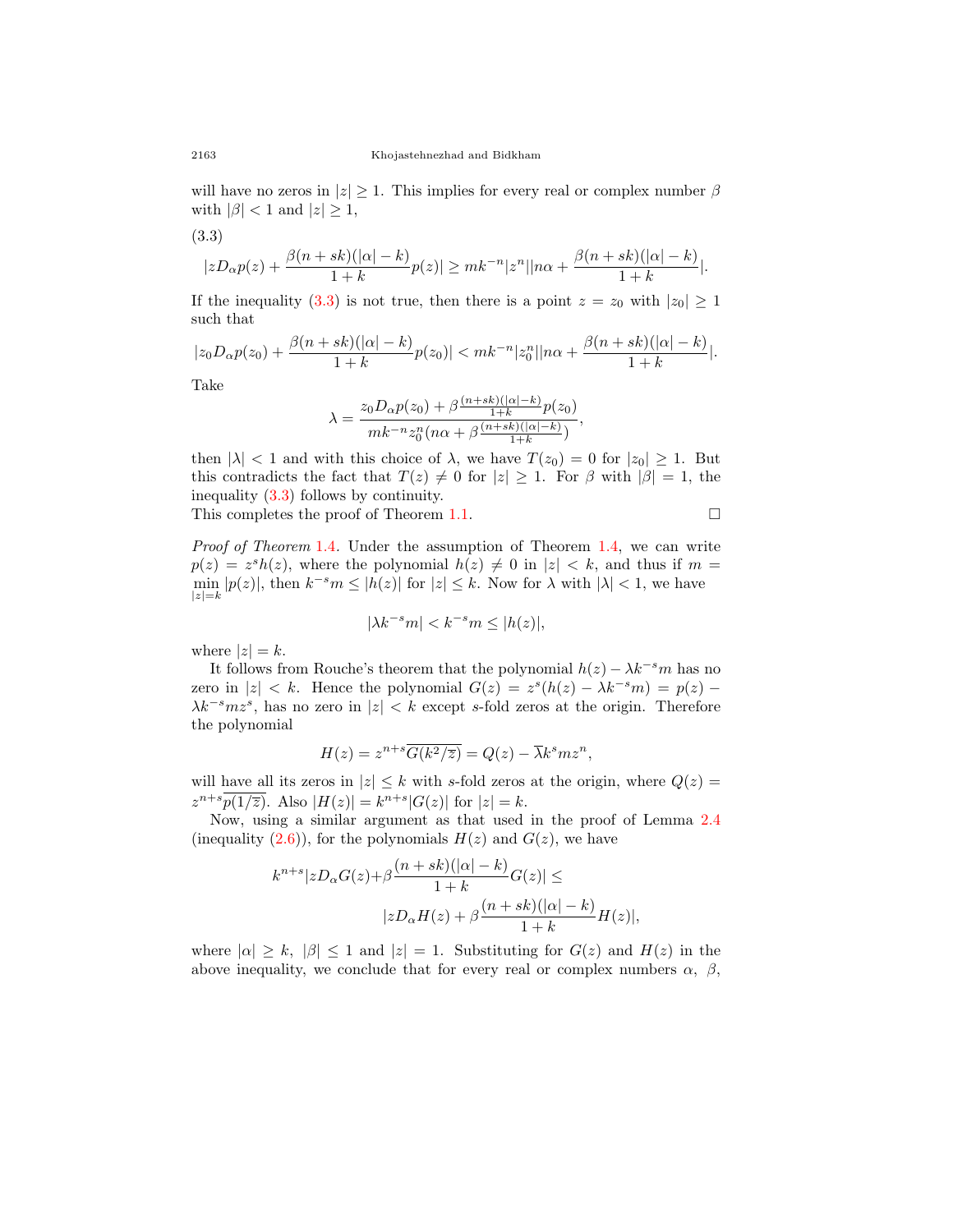will have no zeros in $|z| \geq 1$. This implies for every real or complex number $\beta$ with $|\beta| < 1$ and $|z| \geq 1$,

(3.3)

$$|zD_\alpha p(z) + \frac{\beta(n+sk)(|\alpha|-k)}{1+k}p(z)| \geq mk^{-n}|z^n||n\alpha + \frac{\beta(n+sk)(|\alpha|-k)}{1+k}|.$$

If the inequality (3.3) is not true, then there is a point $z = z_0$ with $|z_0| \geq 1$ such that

$$|z_0 D_\alpha p(z_0) + \frac{\beta(n+sk)(|\alpha|-k)}{1+k}p(z_0)| < mk^{-n}|z_0^n||n\alpha + \frac{\beta(n+sk)(|\alpha|-k)}{1+k}|.$$

Take

$$\lambda = \frac{z_0 D_\alpha p(z_0) + \beta\frac{(n+sk)(|\alpha|-k)}{1+k}p(z_0)}{mk^{-n}z_0^n(n\alpha + \beta\frac{(n+sk)(|\alpha|-k)}{1+k})},$$

then $|\lambda| < 1$ and with this choice of $\lambda$, we have $T(z_0) = 0$ for $|z_0| \geq 1$. But this contradicts the fact that $T(z) \neq 0$ for $|z| \geq 1$. For $\beta$ with $|\beta| = 1$, the inequality (3.3) follows by continuity.

This completes the proof of Theorem 1.1. $\square$

*Proof of Theorem* 1.4. Under the assumption of Theorem 1.4, we can write $p(z) = z^s h(z)$, where the polynomial $h(z) \neq 0$ in $|z| < k$, and thus if $m = \min\limits_{|z|=k} |p(z)|$, then $k^{-s}m \leq |h(z)|$ for $|z| \leq k$. Now for $\lambda$ with $|\lambda| < 1$, we have

$$|\lambda k^{-s} m| < k^{-s} m \leq |h(z)|,$$

where $|z| = k$.

It follows from Rouche's theorem that the polynomial $h(z) - \lambda k^{-s} m$ has no zero in $|z| < k$. Hence the polynomial $G(z) = z^s(h(z) - \lambda k^{-s} m) = p(z) - \lambda k^{-s} m z^s$, has no zero in $|z| < k$ except $s$-fold zeros at the origin. Therefore the polynomial

$$H(z) = z^{n+s}\overline{G(k^2/\overline{z})} = Q(z) - \overline{\lambda} k^s m z^n,$$

will have all its zeros in $|z| \leq k$ with $s$-fold zeros at the origin, where $Q(z) = z^{n+s}\overline{p(1/\overline{z})}$. Also $|H(z)| = k^{n+s}|G(z)|$ for $|z| = k$.

Now, using a similar argument as that used in the proof of Lemma 2.4 (inequality (2.6)), for the polynomials $H(z)$ and $G(z)$, we have

$$k^{n+s}|zD_\alpha G(z) + \beta\frac{(n+sk)(|\alpha|-k)}{1+k}G(z)| \leq |zD_\alpha H(z) + \beta\frac{(n+sk)(|\alpha|-k)}{1+k}H(z)|,$$

where $|\alpha| \geq k$, $|\beta| \leq 1$ and $|z| = 1$. Substituting for $G(z)$ and $H(z)$ in the above inequality, we conclude that for every real or complex numbers $\alpha$, $\beta$,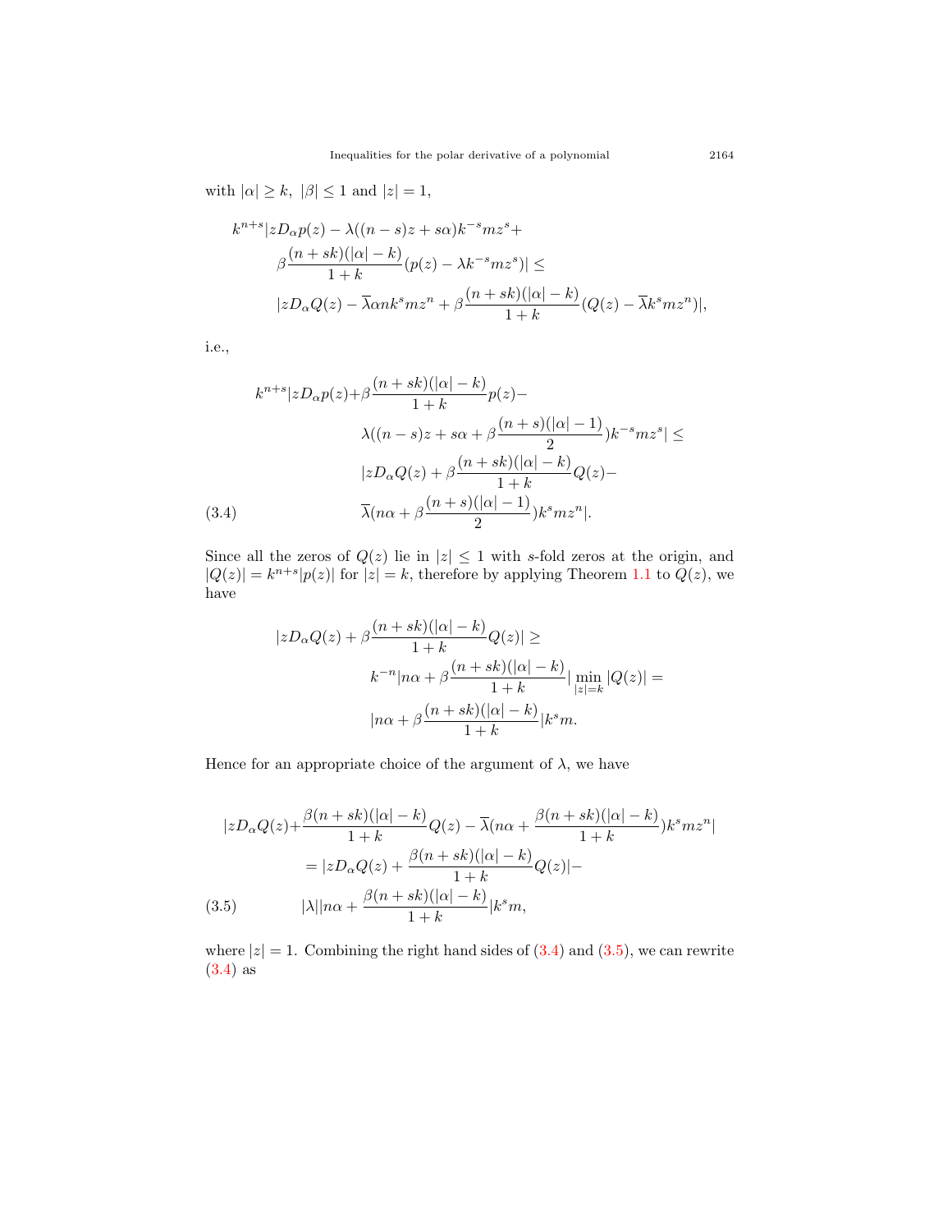with $|\alpha| \geq k,\ |\beta| \leq 1$ and $|z| = 1$,

$$
\begin{aligned}
k^{n+s}|zD_\alpha p(z) - \lambda((n-s)z + s\alpha)k^{-s}mz^s + \\
\beta\frac{(n+sk)(|\alpha|-k)}{1+k}(p(z) - \lambda k^{-s}mz^s)| \leq \\
|zD_\alpha Q(z) - \overline{\lambda}\alpha n k^s mz^n + \beta\frac{(n+sk)(|\alpha|-k)}{1+k}(Q(z) - \overline{\lambda}k^s mz^n)|,
\end{aligned}
$$

i.e.,

$$
\begin{aligned}
k^{n+s}|zD_\alpha p(z) + \beta\frac{(n+sk)(|\alpha|-k)}{1+k}p(z) - \\
\lambda((n-s)z + s\alpha + \beta\frac{(n+s)(|\alpha|-1)}{2})k^{-s}mz^s| \leq \\
|zD_\alpha Q(z) + \beta\frac{(n+sk)(|\alpha|-k)}{1+k}Q(z) - \\
\overline{\lambda}(n\alpha + \beta\frac{(n+s)(|\alpha|-1)}{2})k^s mz^n|. \qquad (3.4)
\end{aligned}
$$

Since all the zeros of $Q(z)$ lie in $|z| \leq 1$ with $s$-fold zeros at the origin, and $|Q(z)| = k^{n+s}|p(z)|$ for $|z| = k$, therefore by applying Theorem 1.1 to $Q(z)$, we have

$$
\begin{aligned}
|zD_\alpha Q(z) + \beta\frac{(n+sk)(|\alpha|-k)}{1+k}Q(z)| \geq \\
k^{-n}|n\alpha + \beta\frac{(n+sk)(|\alpha|-k)}{1+k}|\min_{|z|=k}|Q(z)| = \\
|n\alpha + \beta\frac{(n+sk)(|\alpha|-k)}{1+k}|k^s m.
\end{aligned}
$$

Hence for an appropriate choice of the argument of $\lambda$, we have

$$
\begin{aligned}
|zD_\alpha Q(z) + \frac{\beta(n+sk)(|\alpha|-k)}{1+k}Q(z) - \overline{\lambda}(n\alpha + \frac{\beta(n+sk)(|\alpha|-k)}{1+k})k^s mz^n| \\
= |zD_\alpha Q(z) + \frac{\beta(n+sk)(|\alpha|-k)}{1+k}Q(z)| - \\
|\lambda||n\alpha + \frac{\beta(n+sk)(|\alpha|-k)}{1+k}|k^s m, \qquad (3.5)
\end{aligned}
$$

where $|z| = 1$. Combining the right hand sides of (3.4) and (3.5), we can rewrite (3.4) as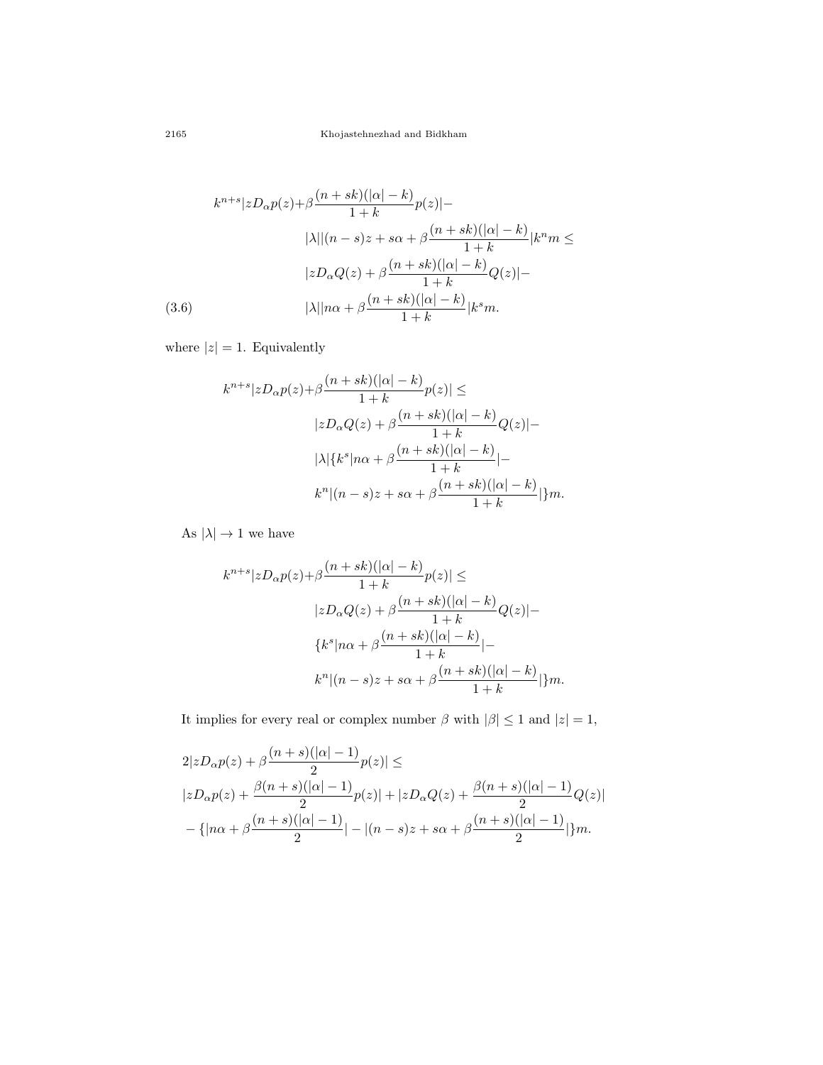$$
\begin{aligned}
k^{n+s}|zD_\alpha p(z)+&\beta\frac{(n+sk)(|\alpha|-k)}{1+k}p(z)|- \\
&|\lambda||(n-s)z+s\alpha+\beta\frac{(n+sk)(|\alpha|-k)}{1+k}|k^n m \le \\
&|zD_\alpha Q(z)+\beta\frac{(n+sk)(|\alpha|-k)}{1+k}Q(z)|- \\
&|\lambda||n\alpha+\beta\frac{(n+sk)(|\alpha|-k)}{1+k}|k^s m.
\end{aligned}
\tag{3.6}
$$

where $|z|=1$. Equivalently

$$
\begin{aligned}
k^{n+s}|zD_\alpha p(z)+&\beta\frac{(n+sk)(|\alpha|-k)}{1+k}p(z)| \le \\
&|zD_\alpha Q(z)+\beta\frac{(n+sk)(|\alpha|-k)}{1+k}Q(z)|- \\
&|\lambda|\{k^s|n\alpha+\beta\frac{(n+sk)(|\alpha|-k)}{1+k}|- \\
&k^n|(n-s)z+s\alpha+\beta\frac{(n+sk)(|\alpha|-k)}{1+k}|\}m.
\end{aligned}
$$

As $|\lambda|\to 1$ we have

$$
\begin{aligned}
k^{n+s}|zD_\alpha p(z)+&\beta\frac{(n+sk)(|\alpha|-k)}{1+k}p(z)| \le \\
&|zD_\alpha Q(z)+\beta\frac{(n+sk)(|\alpha|-k)}{1+k}Q(z)|- \\
&\{k^s|n\alpha+\beta\frac{(n+sk)(|\alpha|-k)}{1+k}|- \\
&k^n|(n-s)z+s\alpha+\beta\frac{(n+sk)(|\alpha|-k)}{1+k}|\}m.
\end{aligned}
$$

It implies for every real or complex number $\beta$ with $|\beta|\le 1$ and $|z|=1$,

$$
\begin{aligned}
&2|zD_\alpha p(z)+\beta\frac{(n+s)(|\alpha|-1)}{2}p(z)| \le \\
&|zD_\alpha p(z)+\frac{\beta(n+s)(|\alpha|-1)}{2}p(z)|+|zD_\alpha Q(z)+\frac{\beta(n+s)(|\alpha|-1)}{2}Q(z)| \\
&-\{|n\alpha+\beta\frac{(n+s)(|\alpha|-1)}{2}|-|(n-s)z+s\alpha+\beta\frac{(n+s)(|\alpha|-1)}{2}|\}m.
\end{aligned}
$$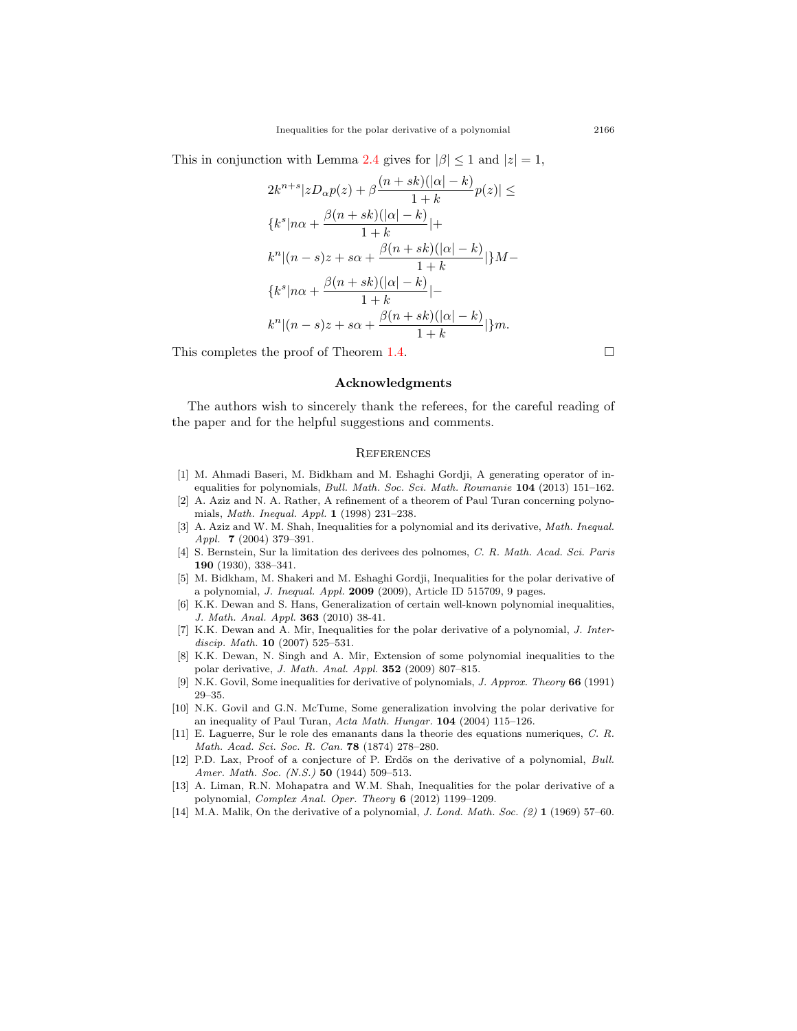This in conjunction with Lemma 2.4 gives for $|\beta| \leq 1$ and $|z| = 1$,

$$
\begin{aligned}
&2k^{n+s}|zD_\alpha p(z) + \beta\frac{(n+sk)(|\alpha|-k)}{1+k}p(z)| \leq \\
&\{k^s|n\alpha + \frac{\beta(n+sk)(|\alpha|-k)}{1+k}| + \\
&k^n|(n-s)z + s\alpha + \frac{\beta(n+sk)(|\alpha|-k)}{1+k}|\}M - \\
&\{k^s|n\alpha + \frac{\beta(n+sk)(|\alpha|-k)}{1+k}| - \\
&k^n|(n-s)z + s\alpha + \frac{\beta(n+sk)(|\alpha|-k)}{1+k}|\}m.
\end{aligned}
$$

This completes the proof of Theorem 1.4. □

## Acknowledgments

The authors wish to sincerely thank the referees, for the careful reading of the paper and for the helpful suggestions and comments.

## References

[1] M. Ahmadi Baseri, M. Bidkham and M. Eshaghi Gordji, A generating operator of inequalities for polynomials, *Bull. Math. Soc. Sci. Math. Roumanie* **104** (2013) 151–162.

[2] A. Aziz and N. A. Rather, A refinement of a theorem of Paul Turan concerning polynomials, *Math. Inequal. Appl.* **1** (1998) 231–238.

[3] A. Aziz and W. M. Shah, Inequalities for a polynomial and its derivative, *Math. Inequal. Appl.* **7** (2004) 379–391.

[4] S. Bernstein, Sur la limitation des derivees des polnomes, *C. R. Math. Acad. Sci. Paris* **190** (1930), 338–341.

[5] M. Bidkham, M. Shakeri and M. Eshaghi Gordji, Inequalities for the polar derivative of a polynomial, *J. Inequal. Appl.* **2009** (2009), Article ID 515709, 9 pages.

[6] K.K. Dewan and S. Hans, Generalization of certain well-known polynomial inequalities, *J. Math. Anal. Appl.* **363** (2010) 38-41.

[7] K.K. Dewan and A. Mir, Inequalities for the polar derivative of a polynomial, *J. Interdiscip. Math.* **10** (2007) 525–531.

[8] K.K. Dewan, N. Singh and A. Mir, Extension of some polynomial inequalities to the polar derivative, *J. Math. Anal. Appl.* **352** (2009) 807–815.

[9] N.K. Govil, Some inequalities for derivative of polynomials, *J. Approx. Theory* **66** (1991) 29–35.

[10] N.K. Govil and G.N. McTume, Some generalization involving the polar derivative for an inequality of Paul Turan, *Acta Math. Hungar.* **104** (2004) 115–126.

[11] E. Laguerre, Sur le role des emanants dans la theorie des equations numeriques, *C. R. Math. Acad. Sci. Soc. R. Can.* **78** (1874) 278–280.

[12] P.D. Lax, Proof of a conjecture of P. Erdös on the derivative of a polynomial, *Bull. Amer. Math. Soc. (N.S.)* **50** (1944) 509–513.

[13] A. Liman, R.N. Mohapatra and W.M. Shah, Inequalities for the polar derivative of a polynomial, *Complex Anal. Oper. Theory* **6** (2012) 1199–1209.

[14] M.A. Malik, On the derivative of a polynomial, *J. Lond. Math. Soc. (2)* **1** (1969) 57–60.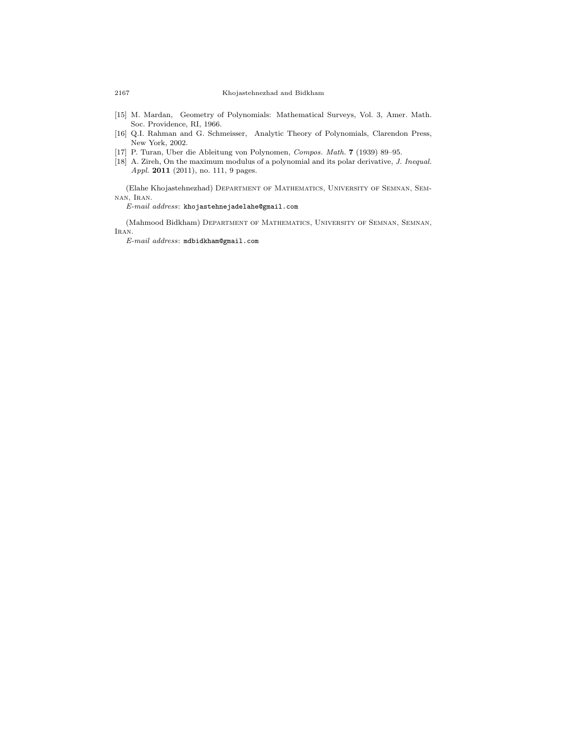[15] M. Mardan, Geometry of Polynomials: Mathematical Surveys, Vol. 3, Amer. Math. Soc. Providence, RI, 1966.

[16] Q.I. Rahman and G. Schmeisser, Analytic Theory of Polynomials, Clarendon Press, New York, 2002.

[17] P. Turan, Uber die Ableitung von Polynomen, *Compos. Math.* **7** (1939) 89–95.

[18] A. Zireh, On the maximum modulus of a polynomial and its polar derivative, *J. Inequal. Appl.* **2011** (2011), no. 111, 9 pages.

(Elahe Khojastehnezhad) Department of Mathematics, University of Semnan, Semnan, Iran.

*E-mail address*: khojastehnejadelahe@gmail.com

(Mahmood Bidkham) Department of Mathematics, University of Semnan, Semnan, Iran.

*E-mail address*: mdbidkham@gmail.com